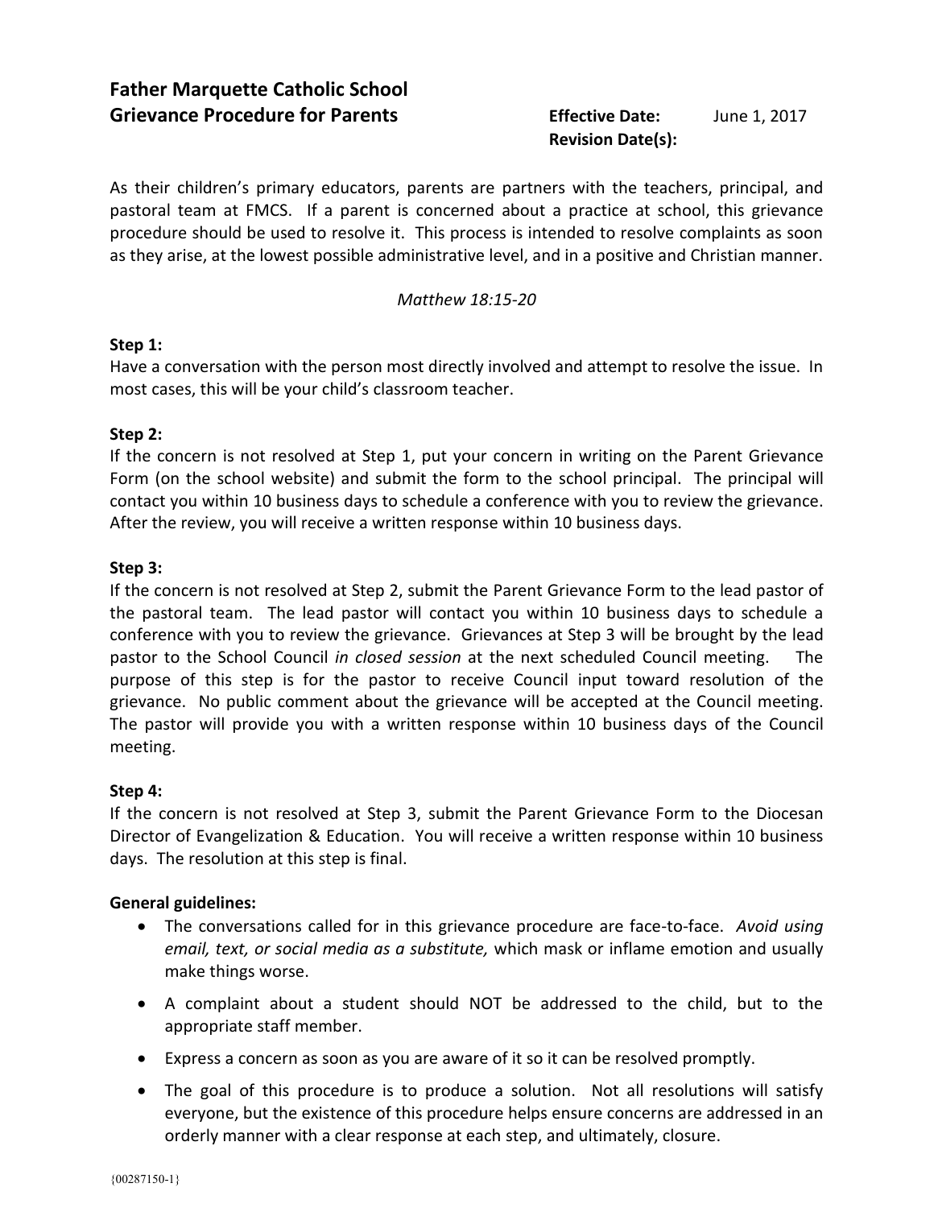# Father Marquette Catholic School
## Grievance Procedure for Parents

**Effective Date:** June 1, 2017
**Revision Date(s):**

As their children's primary educators, parents are partners with the teachers, principal, and pastoral team at FMCS. If a parent is concerned about a practice at school, this grievance procedure should be used to resolve it. This process is intended to resolve complaints as soon as they arise, at the lowest possible administrative level, and in a positive and Christian manner.

*Matthew 18:15-20*

**Step 1:**
Have a conversation with the person most directly involved and attempt to resolve the issue. In most cases, this will be your child's classroom teacher.

**Step 2:**
If the concern is not resolved at Step 1, put your concern in writing on the Parent Grievance Form (on the school website) and submit the form to the school principal. The principal will contact you within 10 business days to schedule a conference with you to review the grievance. After the review, you will receive a written response within 10 business days.

**Step 3:**
If the concern is not resolved at Step 2, submit the Parent Grievance Form to the lead pastor of the pastoral team. The lead pastor will contact you within 10 business days to schedule a conference with you to review the grievance. Grievances at Step 3 will be brought by the lead pastor to the School Council *in closed session* at the next scheduled Council meeting. The purpose of this step is for the pastor to receive Council input toward resolution of the grievance. No public comment about the grievance will be accepted at the Council meeting. The pastor will provide you with a written response within 10 business days of the Council meeting.

**Step 4:**
If the concern is not resolved at Step 3, submit the Parent Grievance Form to the Diocesan Director of Evangelization & Education. You will receive a written response within 10 business days. The resolution at this step is final.

**General guidelines:**

- The conversations called for in this grievance procedure are face-to-face. *Avoid using email, text, or social media as a substitute,* which mask or inflame emotion and usually make things worse.
- A complaint about a student should NOT be addressed to the child, but to the appropriate staff member.
- Express a concern as soon as you are aware of it so it can be resolved promptly.
- The goal of this procedure is to produce a solution. Not all resolutions will satisfy everyone, but the existence of this procedure helps ensure concerns are addressed in an orderly manner with a clear response at each step, and ultimately, closure.

{00287150-1}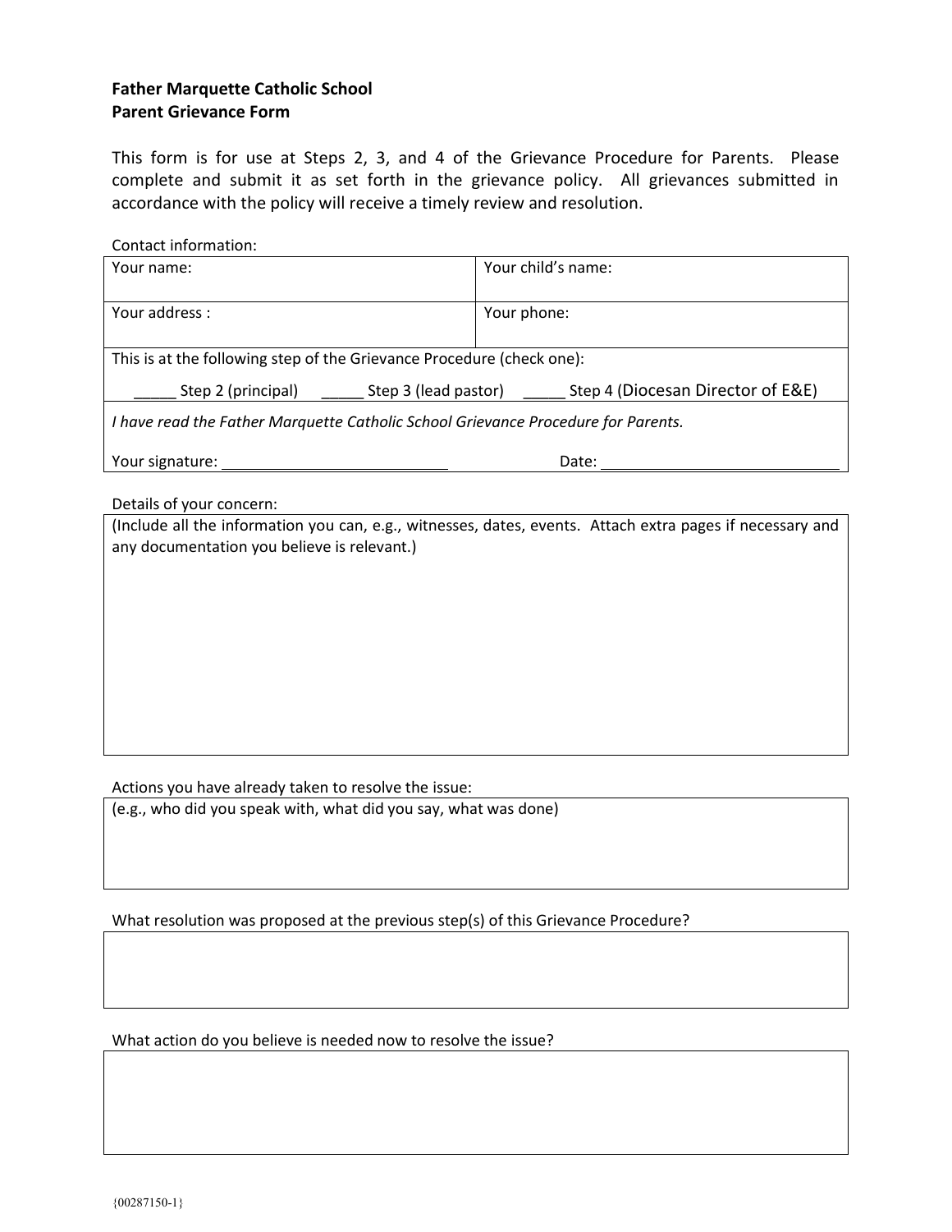**Father Marquette Catholic School**
**Parent Grievance Form**

This form is for use at Steps 2, 3, and 4 of the Grievance Procedure for Parents. Please complete and submit it as set forth in the grievance policy. All grievances submitted in accordance with the policy will receive a timely review and resolution.

Contact information:

| | |
|---|---|
| Your name: | Your child's name: |
| Your address : | Your phone: |
| This is at the following step of the Grievance Procedure (check one): _____ Step 2 (principal) _____ Step 3 (lead pastor) _____ Step 4 (Diocesan Director of E&E) | |
| *I have read the Father Marquette Catholic School Grievance Procedure for Parents.* Your signature: ___________________________ | Date: ___________________________ |

Details of your concern:

| |
|---|
| (Include all the information you can, e.g., witnesses, dates, events. Attach extra pages if necessary and any documentation you believe is relevant.) |

Actions you have already taken to resolve the issue:

| |
|---|
| (e.g., who did you speak with, what did you say, what was done) |

What resolution was proposed at the previous step(s) of this Grievance Procedure?

| |
|---|
| |

What action do you believe is needed now to resolve the issue?

| |
|---|
| |

{00287150-1}